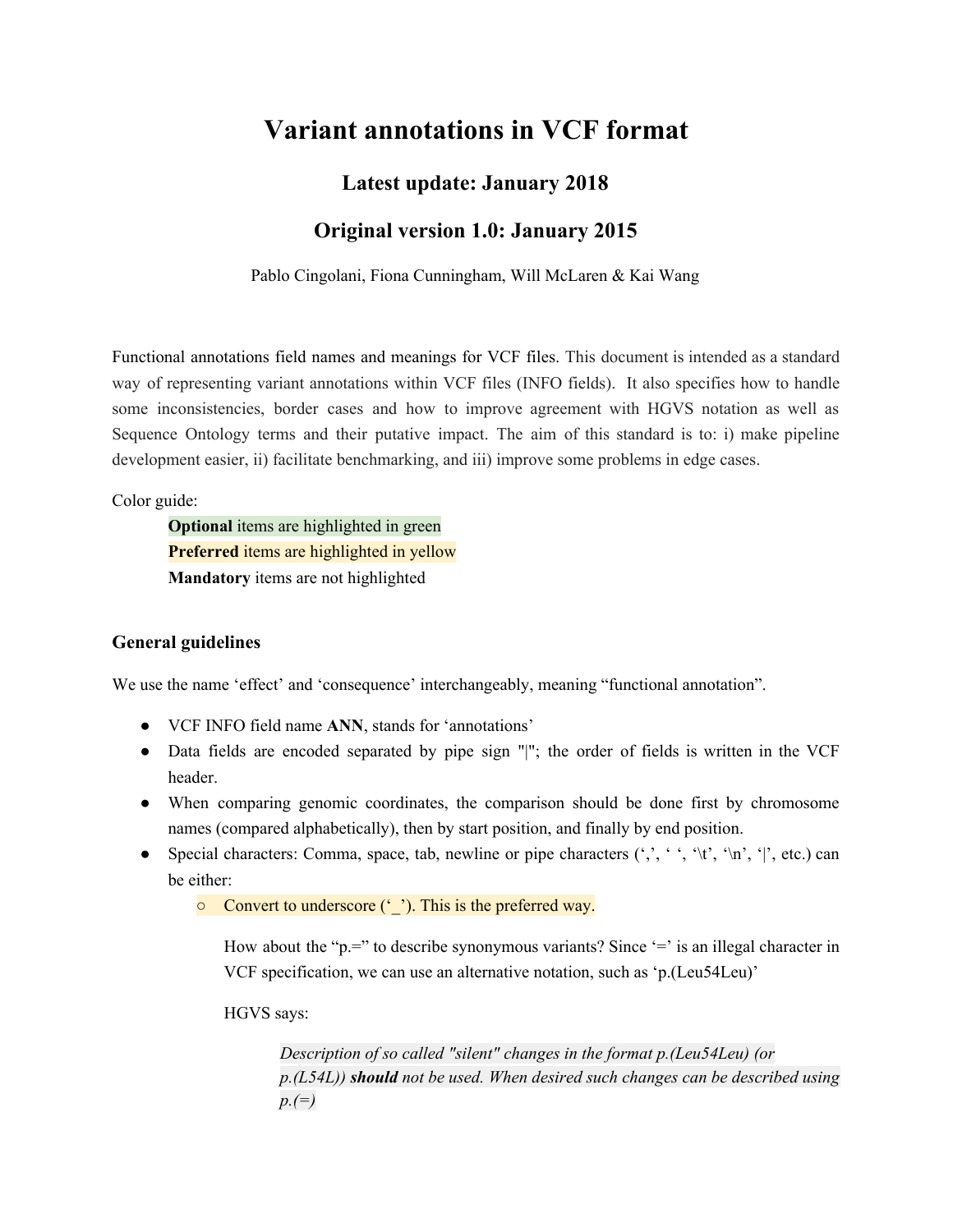# Variant annotations in VCF format

## Latest update: January 2018

## Original version 1.0: January 2015

Pablo Cingolani, Fiona Cunningham, Will McLaren & Kai Wang

Functional annotations field names and meanings for VCF files. This document is intended as a standard way of representing variant annotations within VCF files (INFO fields). It also specifies how to handle some inconsistencies, border cases and how to improve agreement with HGVS notation as well as Sequence Ontology terms and their putative impact. The aim of this standard is to: i) make pipeline development easier, ii) facilitate benchmarking, and iii) improve some problems in edge cases.

Color guide:

- **Optional** items are highlighted in green
- **Preferred** items are highlighted in yellow
- **Mandatory** items are not highlighted

### General guidelines

We use the name 'effect' and 'consequence' interchangeably, meaning "functional annotation".

- VCF INFO field name **ANN**, stands for 'annotations'
- Data fields are encoded separated by pipe sign "|"; the order of fields is written in the VCF header.
- When comparing genomic coordinates, the comparison should be done first by chromosome names (compared alphabetically), then by start position, and finally by end position.
- Special characters: Comma, space, tab, newline or pipe characters (',', ' ', '\t', '\n', '|', etc.) can be either:
  - Convert to underscore ('_'). This is the preferred way.

    How about the "p.=" to describe synonymous variants? Since '=' is an illegal character in VCF specification, we can use an alternative notation, such as 'p.(Leu54Leu)'

    HGVS says:

    > *Description of so called "silent" changes in the format p.(Leu54Leu) (or p.(L54L)) **should** not be used. When desired such changes can be described using p.(=)*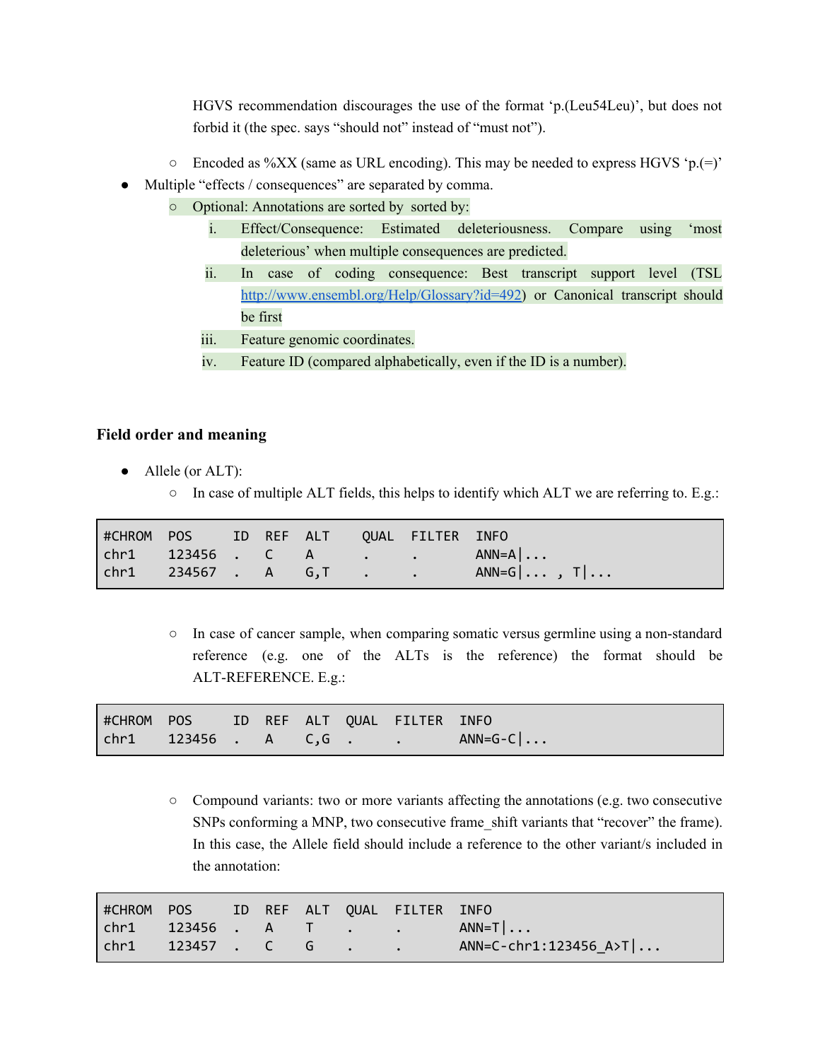HGVS recommendation discourages the use of the format 'p.(Leu54Leu)', but does not forbid it (the spec. says "should not" instead of "must not").

   - Encoded as %XX (same as URL encoding). This may be needed to express HGVS 'p.(=)'
- Multiple "effects / consequences" are separated by comma.
   - Optional: Annotations are sorted by sorted by:
      i. Effect/Consequence: Estimated deleteriousness. Compare using 'most deleterious' when multiple consequences are predicted.
      ii. In case of coding consequence: Best transcript support level (TSL http://www.ensembl.org/Help/Glossary?id=492) or Canonical transcript should be first
      iii. Feature genomic coordinates.
      iv. Feature ID (compared alphabetically, even if the ID is a number).

### Field order and meaning

- Allele (or ALT):
   - In case of multiple ALT fields, this helps to identify which ALT we are referring to. E.g.:

```
#CHROM  POS     ID  REF  ALT   QUAL  FILTER  INFO
chr1    123456  .   C    A     .     .       ANN=A|...
chr1    234567  .   A    G,T   .     .       ANN=G|... , T|...
```

   - In case of cancer sample, when comparing somatic versus germline using a non-standard reference (e.g. one of the ALTs is the reference) the format should be ALT-REFERENCE. E.g.:

```
#CHROM  POS     ID  REF  ALT  QUAL  FILTER  INFO
chr1    123456  .   A    C,G  .     .       ANN=G-C|...
```

   - Compound variants: two or more variants affecting the annotations (e.g. two consecutive SNPs conforming a MNP, two consecutive frame_shift variants that "recover" the frame). In this case, the Allele field should include a reference to the other variant/s included in the annotation:

```
#CHROM  POS     ID  REF  ALT  QUAL  FILTER  INFO
chr1    123456  .   A    T    .     .       ANN=T|...
chr1    123457  .   C    G    .     .       ANN=C-chr1:123456_A>T|...
```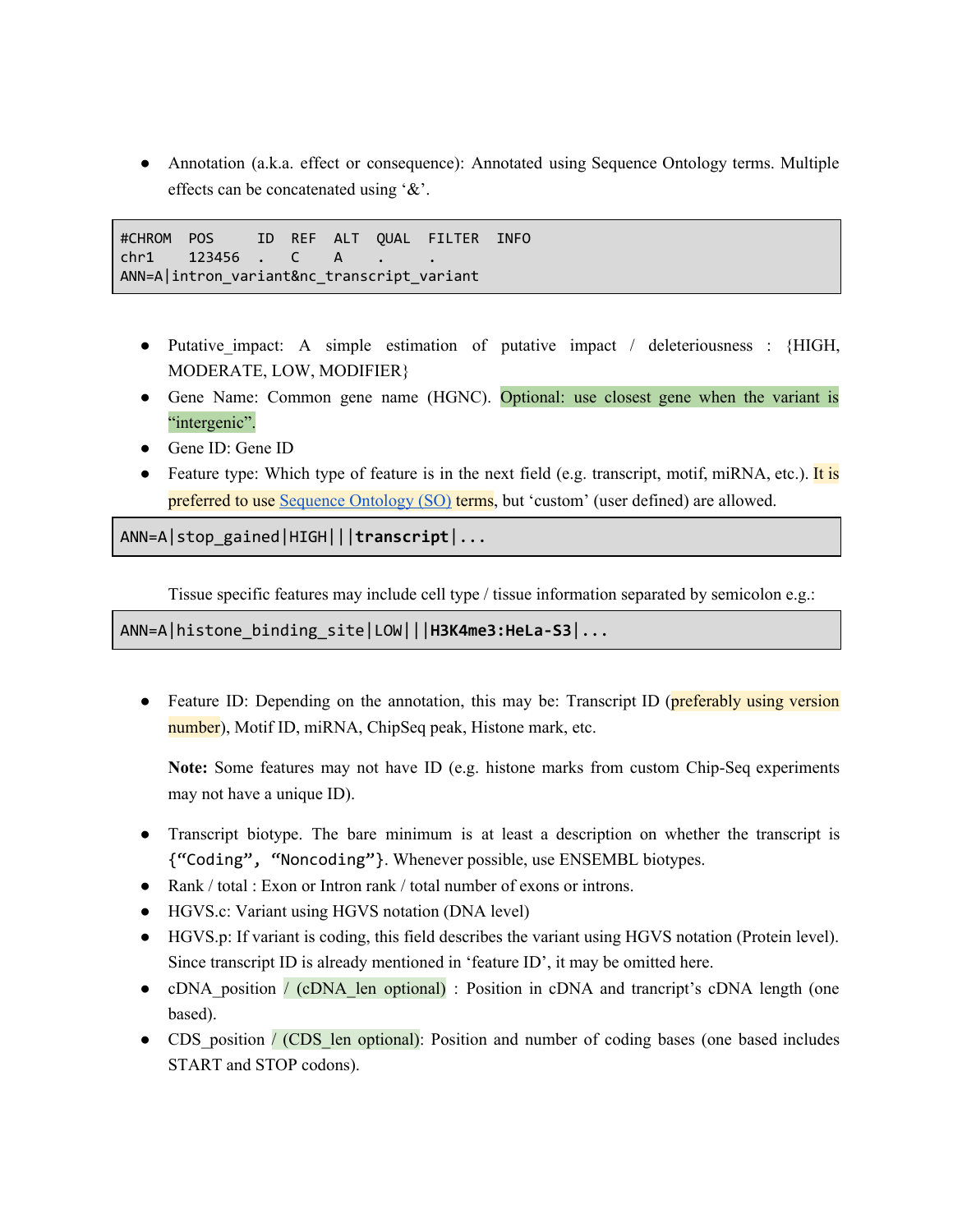- Annotation (a.k.a. effect or consequence): Annotated using Sequence Ontology terms. Multiple effects can be concatenated using '&'.

```
#CHROM  POS     ID  REF  ALT  QUAL  FILTER  INFO
chr1    123456  .   C    A    .     .
ANN=A|intron_variant&nc_transcript_variant
```

- Putative_impact: A simple estimation of putative impact / deleteriousness : {HIGH, MODERATE, LOW, MODIFIER}
- Gene Name: Common gene name (HGNC). Optional: use closest gene when the variant is "intergenic".
- Gene ID: Gene ID
- Feature type: Which type of feature is in the next field (e.g. transcript, motif, miRNA, etc.). It is preferred to use Sequence Ontology (SO) terms, but 'custom' (user defined) are allowed.

```
ANN=A|stop_gained|HIGH|||transcript|...
```

Tissue specific features may include cell type / tissue information separated by semicolon e.g.:

```
ANN=A|histone_binding_site|LOW|||H3K4me3:HeLa-S3|...
```

- Feature ID: Depending on the annotation, this may be: Transcript ID (preferably using version number), Motif ID, miRNA, ChipSeq peak, Histone mark, etc.

  **Note:** Some features may not have ID (e.g. histone marks from custom Chip-Seq experiments may not have a unique ID).

- Transcript biotype. The bare minimum is at least a description on whether the transcript is `{"Coding", "Noncoding"}`. Whenever possible, use ENSEMBL biotypes.
- Rank / total : Exon or Intron rank / total number of exons or introns.
- HGVS.c: Variant using HGVS notation (DNA level)
- HGVS.p: If variant is coding, this field describes the variant using HGVS notation (Protein level). Since transcript ID is already mentioned in 'feature ID', it may be omitted here.
- cDNA_position / (cDNA_len optional) : Position in cDNA and trancript's cDNA length (one based).
- CDS_position / (CDS_len optional): Position and number of coding bases (one based includes START and STOP codons).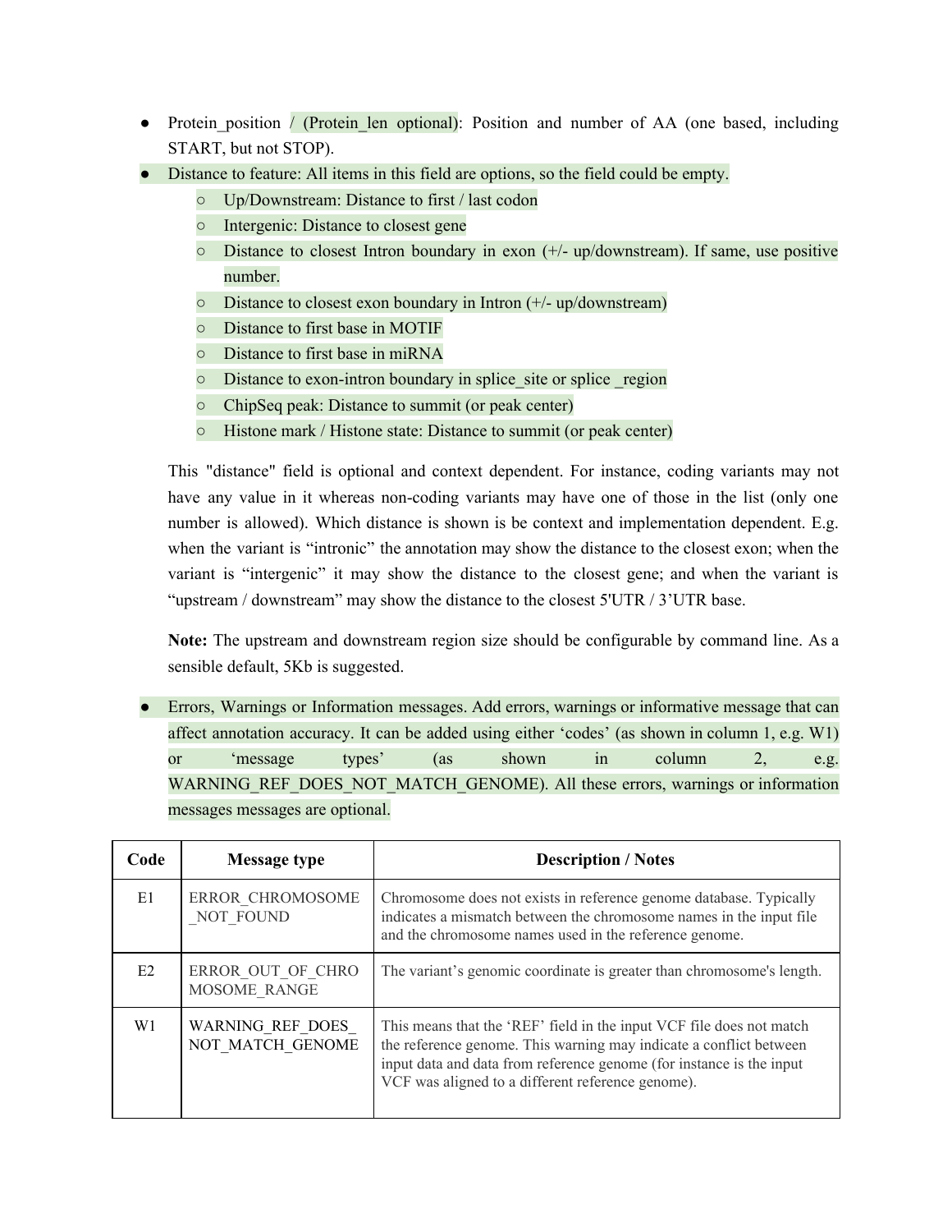- Protein_position / (Protein_len optional): Position and number of AA (one based, including START, but not STOP).
- Distance to feature: All items in this field are options, so the field could be empty.
  - Up/Downstream: Distance to first / last codon
  - Intergenic: Distance to closest gene
  - Distance to closest Intron boundary in exon (+/- up/downstream). If same, use positive number.
  - Distance to closest exon boundary in Intron (+/- up/downstream)
  - Distance to first base in MOTIF
  - Distance to first base in miRNA
  - Distance to exon-intron boundary in splice_site or splice _region
  - ChipSeq peak: Distance to summit (or peak center)
  - Histone mark / Histone state: Distance to summit (or peak center)

  This "distance" field is optional and context dependent. For instance, coding variants may not have any value in it whereas non-coding variants may have one of those in the list (only one number is allowed). Which distance is shown is be context and implementation dependent. E.g. when the variant is "intronic" the annotation may show the distance to the closest exon; when the variant is "intergenic" it may show the distance to the closest gene; and when the variant is "upstream / downstream" may show the distance to the closest 5'UTR / 3'UTR base.

  **Note:** The upstream and downstream region size should be configurable by command line. As a sensible default, 5Kb is suggested.

- Errors, Warnings or Information messages. Add errors, warnings or informative message that can affect annotation accuracy. It can be added using either 'codes' (as shown in column 1, e.g. W1) or 'message types' (as shown in column 2, e.g. WARNING_REF_DOES_NOT_MATCH_GENOME). All these errors, warnings or information messages messages are optional.

| Code | Message type | Description / Notes |
|---|---|---|
| E1 | ERROR_CHROMOSOME_NOT_FOUND | Chromosome does not exists in reference genome database. Typically indicates a mismatch between the chromosome names in the input file and the chromosome names used in the reference genome. |
| E2 | ERROR_OUT_OF_CHROMOSOME_RANGE | The variant's genomic coordinate is greater than chromosome's length. |
| W1 | WARNING_REF_DOES_NOT_MATCH_GENOME | This means that the 'REF' field in the input VCF file does not match the reference genome. This warning may indicate a conflict between input data and data from reference genome (for instance is the input VCF was aligned to a different reference genome). |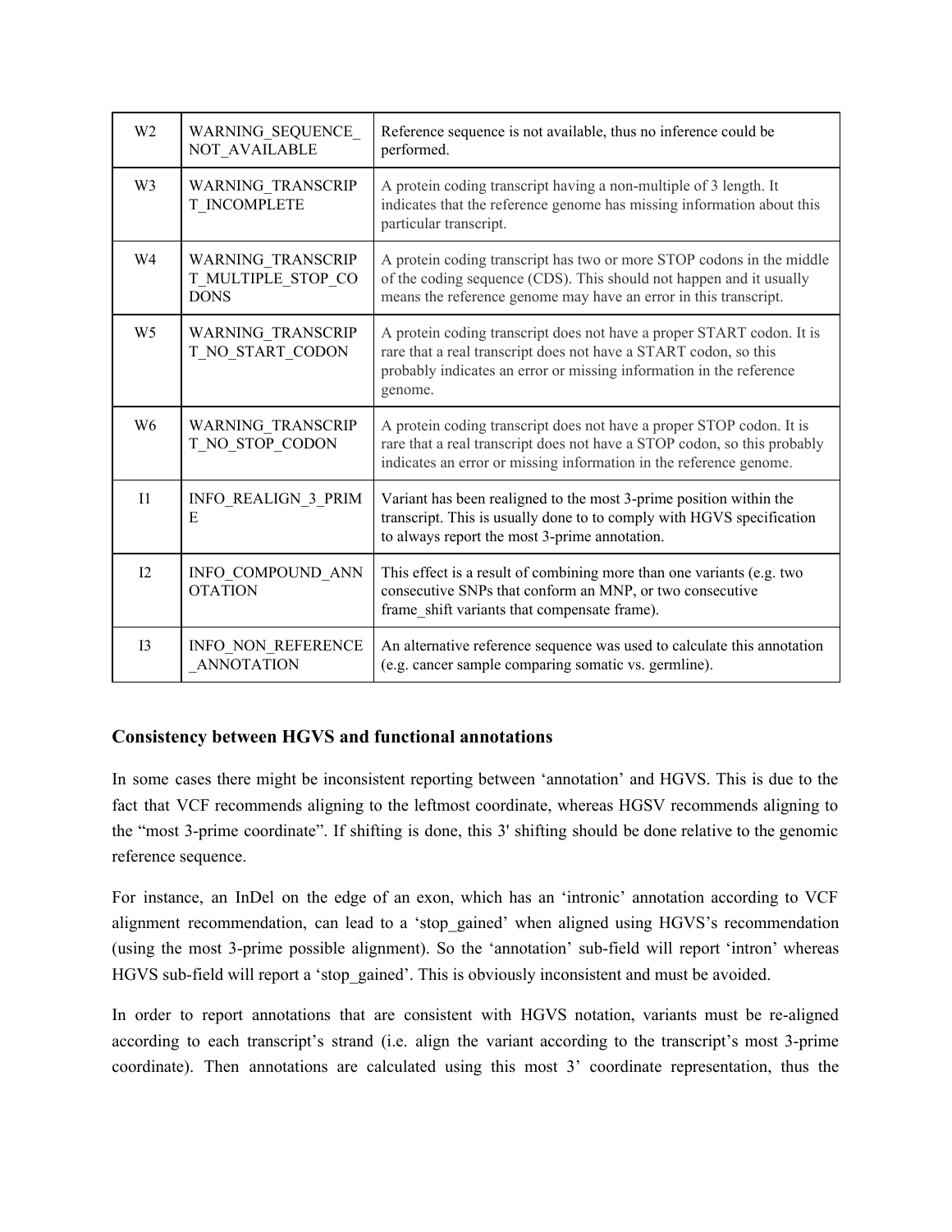| W2 | WARNING_SEQUENCE_NOT_AVAILABLE | Reference sequence is not available, thus no inference could be performed. |
|---|---|---|
| W3 | WARNING_TRANSCRIPT_INCOMPLETE | A protein coding transcript having a non-multiple of 3 length. It indicates that the reference genome has missing information about this particular transcript. |
| W4 | WARNING_TRANSCRIPT_MULTIPLE_STOP_CODONS | A protein coding transcript has two or more STOP codons in the middle of the coding sequence (CDS). This should not happen and it usually means the reference genome may have an error in this transcript. |
| W5 | WARNING_TRANSCRIPT_NO_START_CODON | A protein coding transcript does not have a proper START codon. It is rare that a real transcript does not have a START codon, so this probably indicates an error or missing information in the reference genome. |
| W6 | WARNING_TRANSCRIPT_NO_STOP_CODON | A protein coding transcript does not have a proper STOP codon. It is rare that a real transcript does not have a STOP codon, so this probably indicates an error or missing information in the reference genome. |
| I1 | INFO_REALIGN_3_PRIME | Variant has been realigned to the most 3-prime position within the transcript. This is usually done to to comply with HGVS specification to always report the most 3-prime annotation. |
| I2 | INFO_COMPOUND_ANNOTATION | This effect is a result of combining more than one variants (e.g. two consecutive SNPs that conform an MNP, or two consecutive frame_shift variants that compensate frame). |
| I3 | INFO_NON_REFERENCE_ANNOTATION | An alternative reference sequence was used to calculate this annotation (e.g. cancer sample comparing somatic vs. germline). |

### Consistency between HGVS and functional annotations

In some cases there might be inconsistent reporting between 'annotation' and HGVS. This is due to the fact that VCF recommends aligning to the leftmost coordinate, whereas HGSV recommends aligning to the "most 3-prime coordinate". If shifting is done, this 3' shifting should be done relative to the genomic reference sequence.

For instance, an InDel on the edge of an exon, which has an 'intronic' annotation according to VCF alignment recommendation, can lead to a 'stop_gained' when aligned using HGVS's recommendation (using the most 3-prime possible alignment). So the 'annotation' sub-field will report 'intron' whereas HGVS sub-field will report a 'stop_gained'. This is obviously inconsistent and must be avoided.

In order to report annotations that are consistent with HGVS notation, variants must be re-aligned according to each transcript's strand (i.e. align the variant according to the transcript's most 3-prime coordinate). Then annotations are calculated using this most 3' coordinate representation, thus the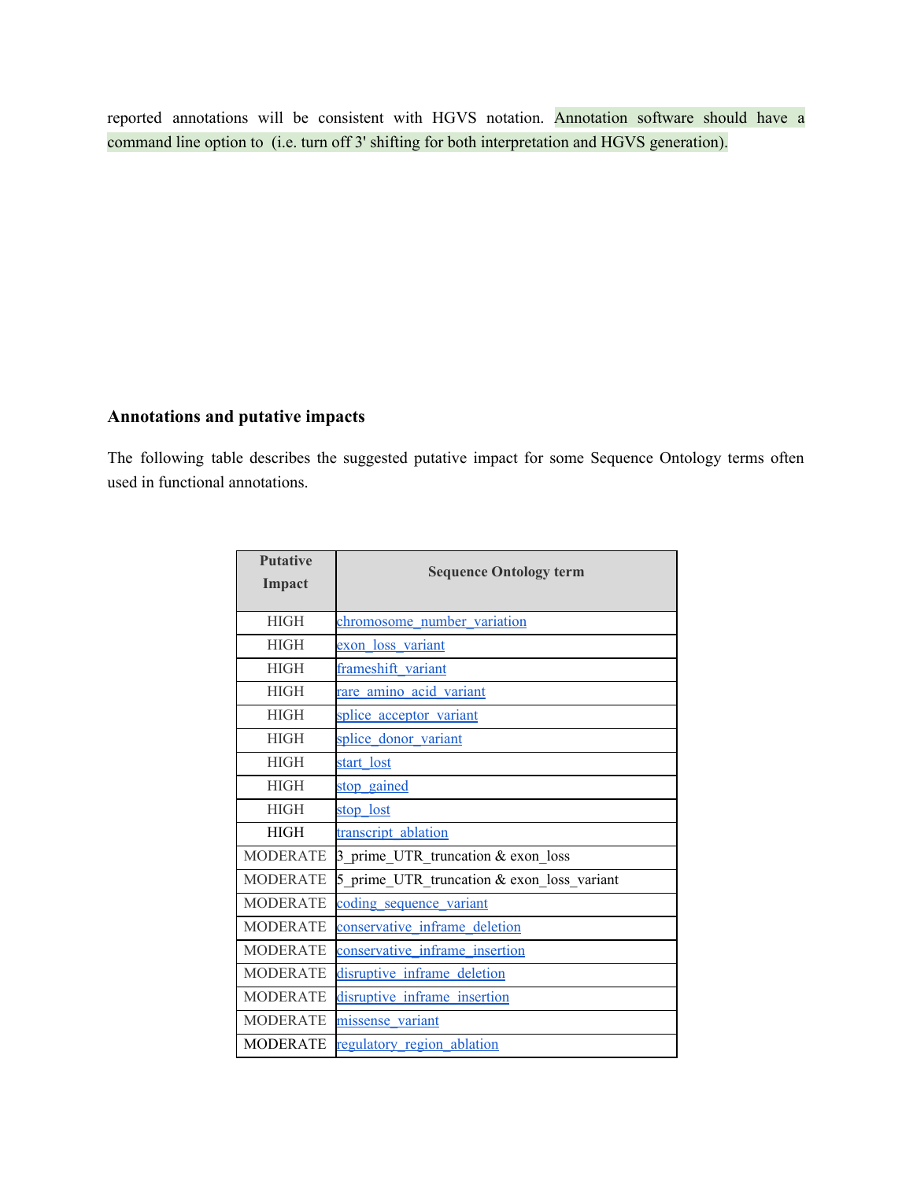reported annotations will be consistent with HGVS notation. Annotation software should have a command line option to  (i.e. turn off 3' shifting for both interpretation and HGVS generation).

### Annotations and putative impacts

The following table describes the suggested putative impact for some Sequence Ontology terms often used in functional annotations.

| Putative Impact | Sequence Ontology term |
| --- | --- |
| HIGH | chromosome_number_variation |
| HIGH | exon_loss_variant |
| HIGH | frameshift_variant |
| HIGH | rare_amino_acid_variant |
| HIGH | splice_acceptor_variant |
| HIGH | splice_donor_variant |
| HIGH | start_lost |
| HIGH | stop_gained |
| HIGH | stop_lost |
| HIGH | transcript_ablation |
| MODERATE | 3_prime_UTR_truncation & exon_loss |
| MODERATE | 5_prime_UTR_truncation & exon_loss_variant |
| MODERATE | coding_sequence_variant |
| MODERATE | conservative_inframe_deletion |
| MODERATE | conservative_inframe_insertion |
| MODERATE | disruptive_inframe_deletion |
| MODERATE | disruptive_inframe_insertion |
| MODERATE | missense_variant |
| MODERATE | regulatory_region_ablation |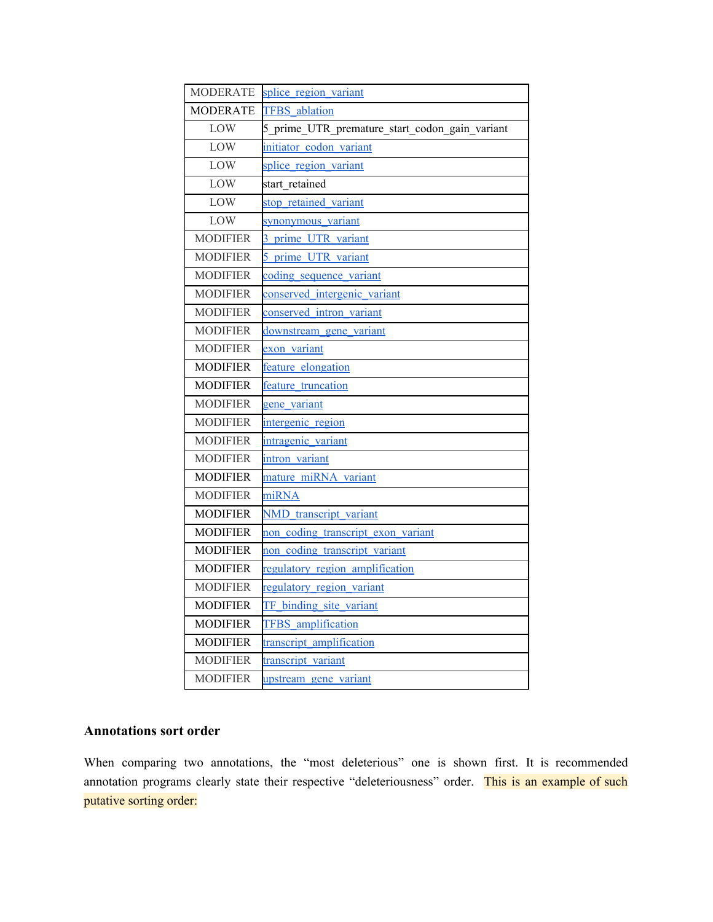| | |
|---|---|
| MODERATE | splice_region_variant |
| MODERATE | TFBS_ablation |
| LOW | 5_prime_UTR_premature_start_codon_gain_variant |
| LOW | initiator_codon_variant |
| LOW | splice_region_variant |
| LOW | start_retained |
| LOW | stop_retained_variant |
| LOW | synonymous_variant |
| MODIFIER | 3_prime_UTR_variant |
| MODIFIER | 5_prime_UTR_variant |
| MODIFIER | coding_sequence_variant |
| MODIFIER | conserved_intergenic_variant |
| MODIFIER | conserved_intron_variant |
| MODIFIER | downstream_gene_variant |
| MODIFIER | exon_variant |
| MODIFIER | feature_elongation |
| MODIFIER | feature_truncation |
| MODIFIER | gene_variant |
| MODIFIER | intergenic_region |
| MODIFIER | intragenic_variant |
| MODIFIER | intron_variant |
| MODIFIER | mature_miRNA_variant |
| MODIFIER | miRNA |
| MODIFIER | NMD_transcript_variant |
| MODIFIER | non_coding_transcript_exon_variant |
| MODIFIER | non_coding_transcript_variant |
| MODIFIER | regulatory_region_amplification |
| MODIFIER | regulatory_region_variant |
| MODIFIER | TF_binding_site_variant |
| MODIFIER | TFBS_amplification |
| MODIFIER | transcript_amplification |
| MODIFIER | transcript_variant |
| MODIFIER | upstream_gene_variant |

### Annotations sort order

When comparing two annotations, the "most deleterious" one is shown first. It is recommended annotation programs clearly state their respective "deleteriousness" order. This is an example of such putative sorting order: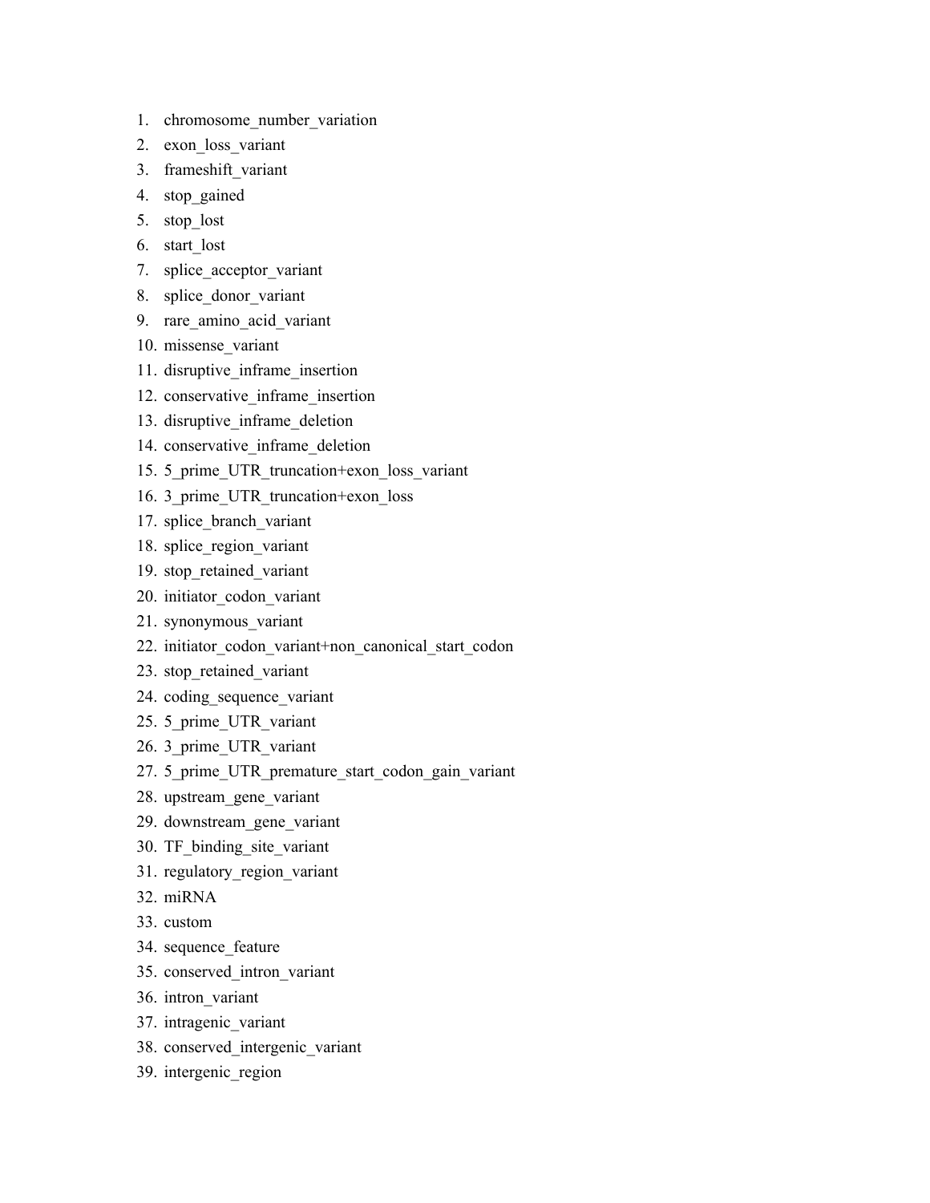1. chromosome_number_variation
2. exon_loss_variant
3. frameshift_variant
4. stop_gained
5. stop_lost
6. start_lost
7. splice_acceptor_variant
8. splice_donor_variant
9. rare_amino_acid_variant
10. missense_variant
11. disruptive_inframe_insertion
12. conservative_inframe_insertion
13. disruptive_inframe_deletion
14. conservative_inframe_deletion
15. 5_prime_UTR_truncation+exon_loss_variant
16. 3_prime_UTR_truncation+exon_loss
17. splice_branch_variant
18. splice_region_variant
19. stop_retained_variant
20. initiator_codon_variant
21. synonymous_variant
22. initiator_codon_variant+non_canonical_start_codon
23. stop_retained_variant
24. coding_sequence_variant
25. 5_prime_UTR_variant
26. 3_prime_UTR_variant
27. 5_prime_UTR_premature_start_codon_gain_variant
28. upstream_gene_variant
29. downstream_gene_variant
30. TF_binding_site_variant
31. regulatory_region_variant
32. miRNA
33. custom
34. sequence_feature
35. conserved_intron_variant
36. intron_variant
37. intragenic_variant
38. conserved_intergenic_variant
39. intergenic_region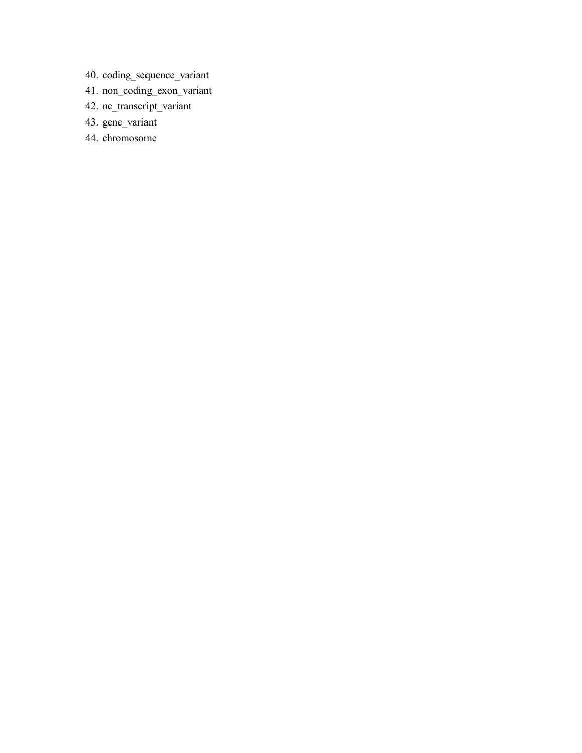40. coding_sequence_variant
41. non_coding_exon_variant
42. nc_transcript_variant
43. gene_variant
44. chromosome